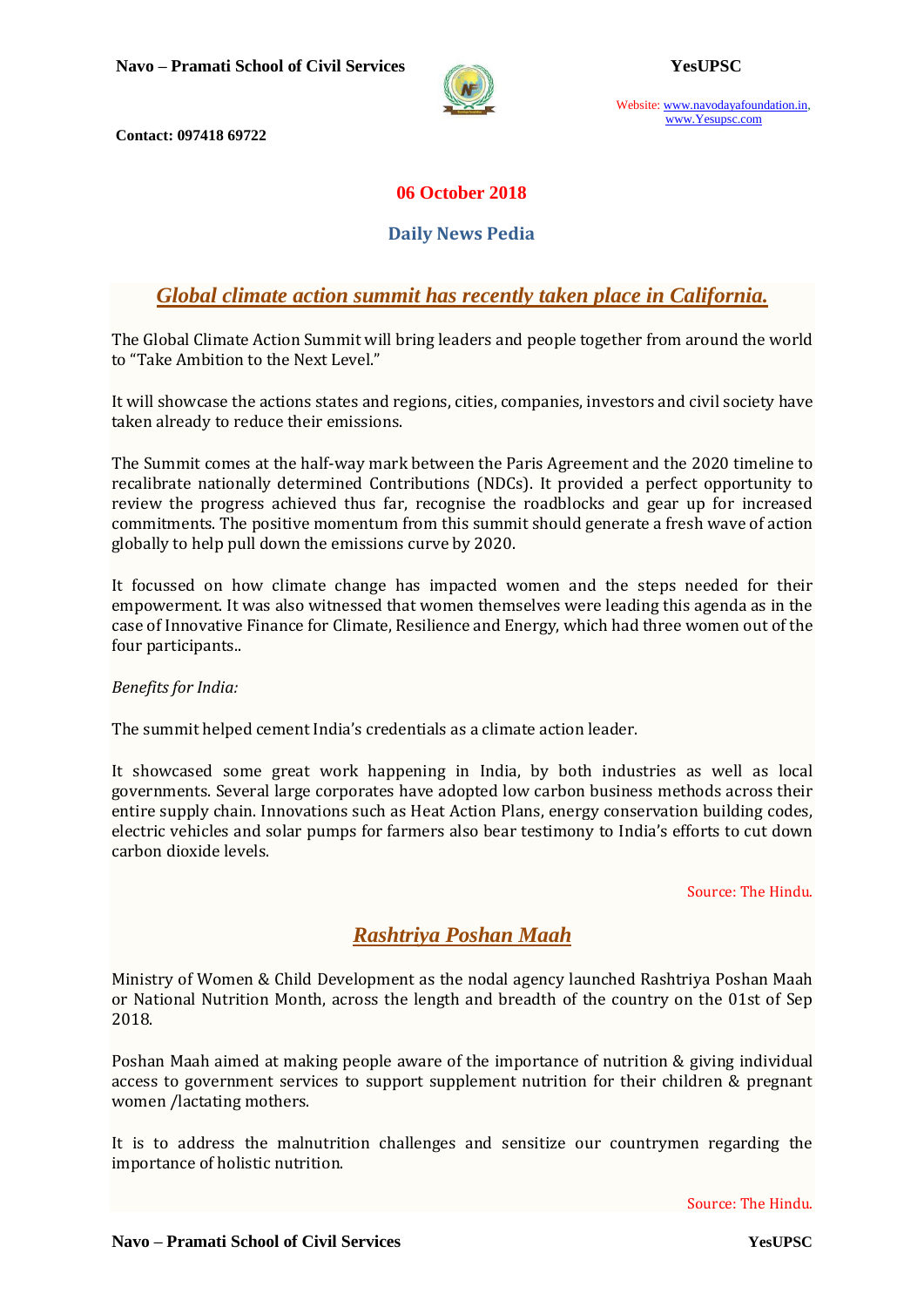**06 October 2018**

**Daily News Pedia**

## *Global climate action summit has recently taken place in California.*

The Global Climate Action Summit will bring leaders and people together from around the world to "Take Ambition to the Next Level."

It will showcase the actions states and regions, cities, companies, investors and civil society have taken already to reduce their emissions.

The Summit comes at the half-way mark between the Paris Agreement and the 2020 timeline to recalibrate nationally determined Contributions (NDCs). It provided a perfect opportunity to review the progress achieved thus far, recognise the roadblocks and gear up for increased commitments. The positive momentum from this summit should generate a fresh wave of action globally to help pull down the emissions curve by 2020.

It focussed on how climate change has impacted women and the steps needed for their empowerment. It was also witnessed that women themselves were leading this agenda as in the case of Innovative Finance for Climate, Resilience and Energy, which had three women out of the four participants..

*Benefits for India:*

The summit helped cement India's credentials as a climate action leader.

It showcased some great work happening in India, by both industries as well as local governments. Several large corporates have adopted low carbon business methods across their entire supply chain. Innovations such as Heat Action Plans, energy conservation building codes, electric vehicles and solar pumps for farmers also bear testimony to India's efforts to cut down carbon dioxide levels.

Source: The Hindu.

## *Rashtriya Poshan Maah*

Ministry of Women & Child Development as the nodal agency launched Rashtriya Poshan Maah or National Nutrition Month, across the length and breadth of the country on the 01st of Sep 2018.

Poshan Maah aimed at making people aware of the importance of nutrition & giving individual access to government services to support supplement nutrition for their children & pregnant women /lactating mothers.

It is to address the malnutrition challenges and sensitize our countrymen regarding the importance of holistic nutrition.

Source: The Hindu.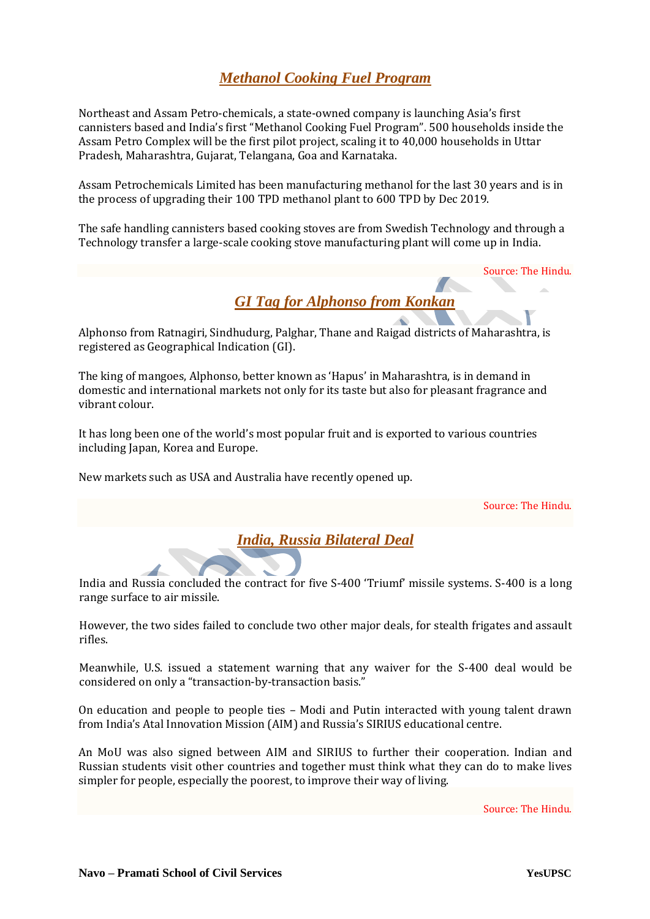## *Methanol Cooking Fuel Program*

Northeast and Assam Petro-chemicals, a state-owned company is launching Asia's first cannisters based and India's first "Methanol Cooking Fuel Program". 500 households inside the Assam Petro Complex will be the first pilot project, scaling it to 40,000 households in Uttar Pradesh, Maharashtra, Gujarat, Telangana, Goa and Karnataka.

Assam Petrochemicals Limited has been manufacturing methanol for the last 30 years and is in the process of upgrading their 100 TPD methanol plant to 600 TPD by Dec 2019.

The safe handling cannisters based cooking stoves are from Swedish Technology and through a Technology transfer a large-scale cooking stove manufacturing plant will come up in India.

Source: The Hindu.

## *GI Tag for Alphonso from Konkan*

Alphonso from Ratnagiri, Sindhudurg, Palghar, Thane and Raigad districts of Maharashtra, is registered as Geographical Indication (GI).

The king of mangoes, Alphonso, better known as 'Hapus' in Maharashtra, is in demand in domestic and international markets not only for its taste but also for pleasant fragrance and vibrant colour.

It has long been one of the world's most popular fruit and is exported to various countries including Japan, Korea and Europe.

New markets such as USA and Australia have recently opened up.

Source: The Hindu.

## *India, Russia Bilateral Deal*

India and Russia concluded the contract for five S-400 'Triumf' missile systems. S-400 is a long range surface to air missile.

However, the two sides failed to conclude two other major deals, for stealth frigates and assault rifles.

Meanwhile, U.S. issued a statement warning that any waiver for the S-400 deal would be considered on only a "transaction-by-transaction basis."

On education and people to people ties – Modi and Putin interacted with young talent drawn from India's Atal Innovation Mission (AIM) and Russia's SIRIUS educational centre.

An MoU was also signed between AIM and SIRIUS to further their cooperation. Indian and Russian students visit other countries and together must think what they can do to make lives simpler for people, especially the poorest, to improve their way of living.

Source: The Hindu.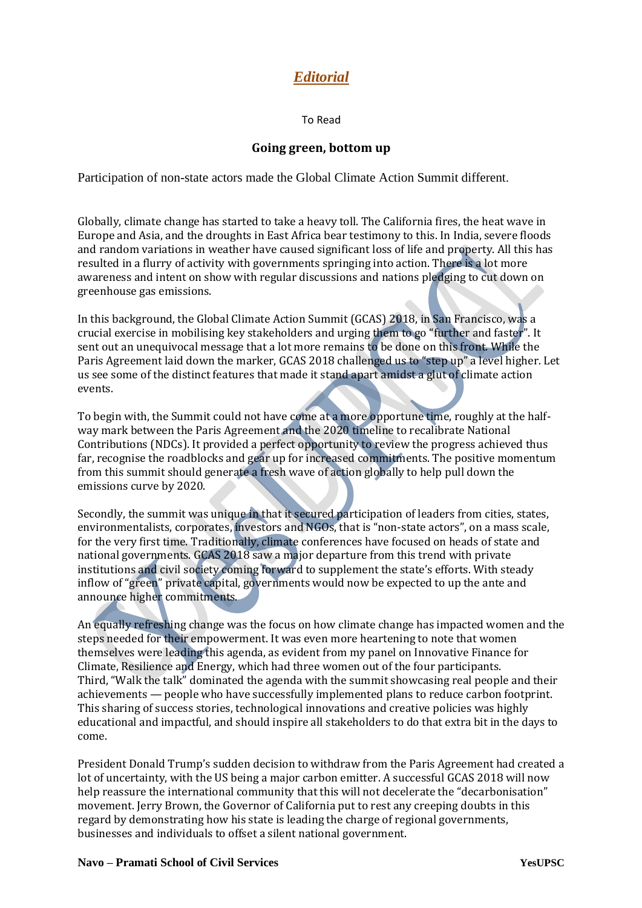# *Editorial*

To Read

### Going green, bottom up

Participation of non-state actors made the Global Climate Action Summit different.

Globally, climate change has started to take a heavy toll. The California fires, the heat wave in Europe and Asia, and the droughts in East Africa bear testimony to this. In India, severe floods and random variations in weather have caused significant loss of life and property. All this has resulted in a flurry of activity with governments springing into action. There is a lot more awareness and intent on show with regular discussions and nations pledging to cut down on greenhouse gas emissions.

In this background, the Global Climate Action Summit (GCAS) 2018, in San Francisco, was a crucial exercise in mobilising key stakeholders and urging them to go "further and faster". It sent out an unequivocal message that a lot more remains to be done on this front. While the Paris Agreement laid down the marker, GCAS 2018 challenged us to "step up" a level higher. Let us see some of the distinct features that made it stand apart amidst a glut of climate action events.

To begin with, the Summit could not have come at a more opportune time, roughly at the half-way mark between the Paris Agreement and the 2020 timeline to recalibrate National Contributions (NDCs). It provided a perfect opportunity to review the progress achieved thus far, recognise the roadblocks and gear up for increased commitments. The positive momentum from this summit should generate a fresh wave of action globally to help pull down the emissions curve by 2020.

Secondly, the summit was unique in that it secured participation of leaders from cities, states, environmentalists, corporates, investors and NGOs, that is "non-state actors", on a mass scale, for the very first time. Traditionally, climate conferences have focused on heads of state and national governments. GCAS 2018 saw a major departure from this trend with private institutions and civil society coming forward to supplement the state's efforts. With steady inflow of "green" private capital, governments would now be expected to up the ante and announce higher commitments.

An equally refreshing change was the focus on how climate change has impacted women and the steps needed for their empowerment. It was even more heartening to note that women themselves were leading this agenda, as evident from my panel on Innovative Finance for Climate, Resilience and Energy, which had three women out of the four participants.
Third, "Walk the talk" dominated the agenda with the summit showcasing real people and their achievements — people who have successfully implemented plans to reduce carbon footprint. This sharing of success stories, technological innovations and creative policies was highly educational and impactful, and should inspire all stakeholders to do that extra bit in the days to come.

President Donald Trump's sudden decision to withdraw from the Paris Agreement had created a lot of uncertainty, with the US being a major carbon emitter. A successful GCAS 2018 will now help reassure the international community that this will not decelerate the "decarbonisation" movement. Jerry Brown, the Governor of California put to rest any creeping doubts in this regard by demonstrating how his state is leading the charge of regional governments, businesses and individuals to offset a silent national government.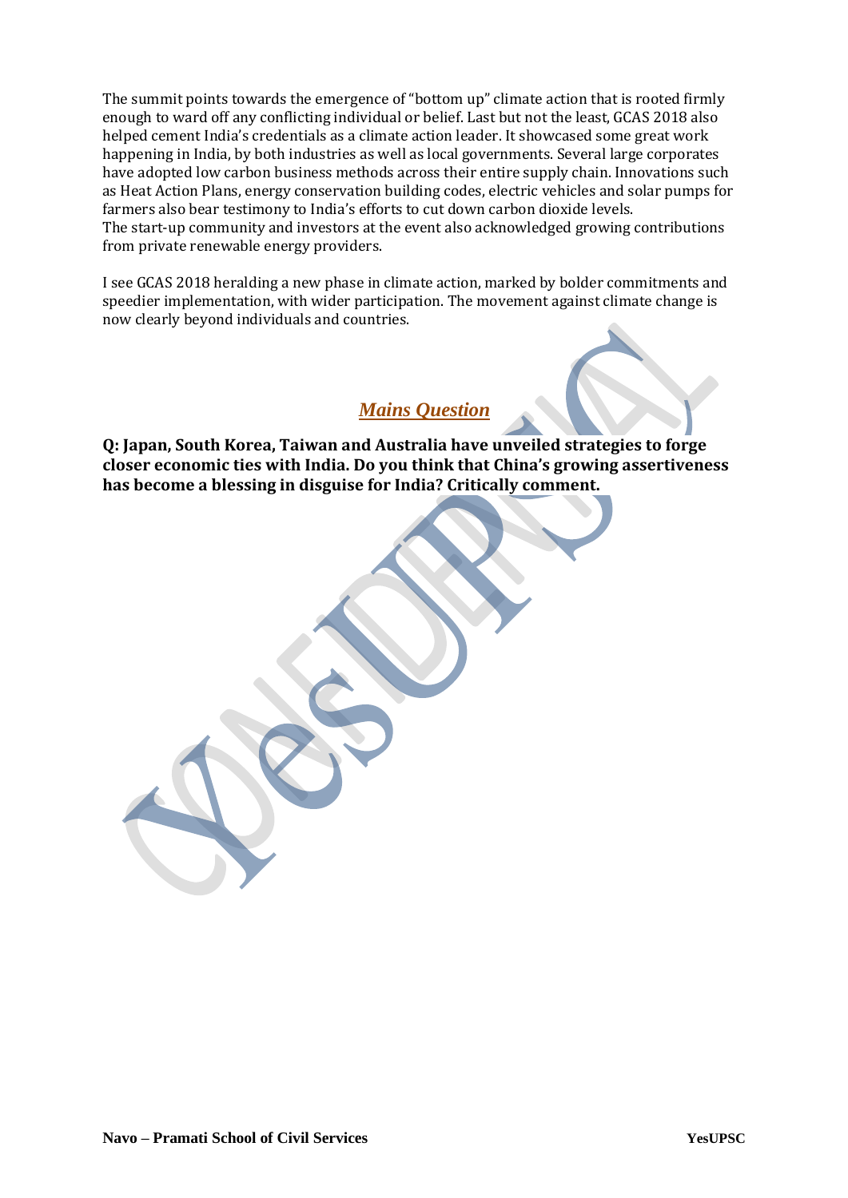The summit points towards the emergence of "bottom up" climate action that is rooted firmly enough to ward off any conflicting individual or belief. Last but not the least, GCAS 2018 also helped cement India's credentials as a climate action leader. It showcased some great work happening in India, by both industries as well as local governments. Several large corporates have adopted low carbon business methods across their entire supply chain. Innovations such as Heat Action Plans, energy conservation building codes, electric vehicles and solar pumps for farmers also bear testimony to India's efforts to cut down carbon dioxide levels.
The start-up community and investors at the event also acknowledged growing contributions from private renewable energy providers.

I see GCAS 2018 heralding a new phase in climate action, marked by bolder commitments and speedier implementation, with wider participation. The movement against climate change is now clearly beyond individuals and countries.

## ***Mains Question***

**Q: Japan, South Korea, Taiwan and Australia have unveiled strategies to forge closer economic ties with India. Do you think that China's growing assertiveness has become a blessing in disguise for India? Critically comment.**